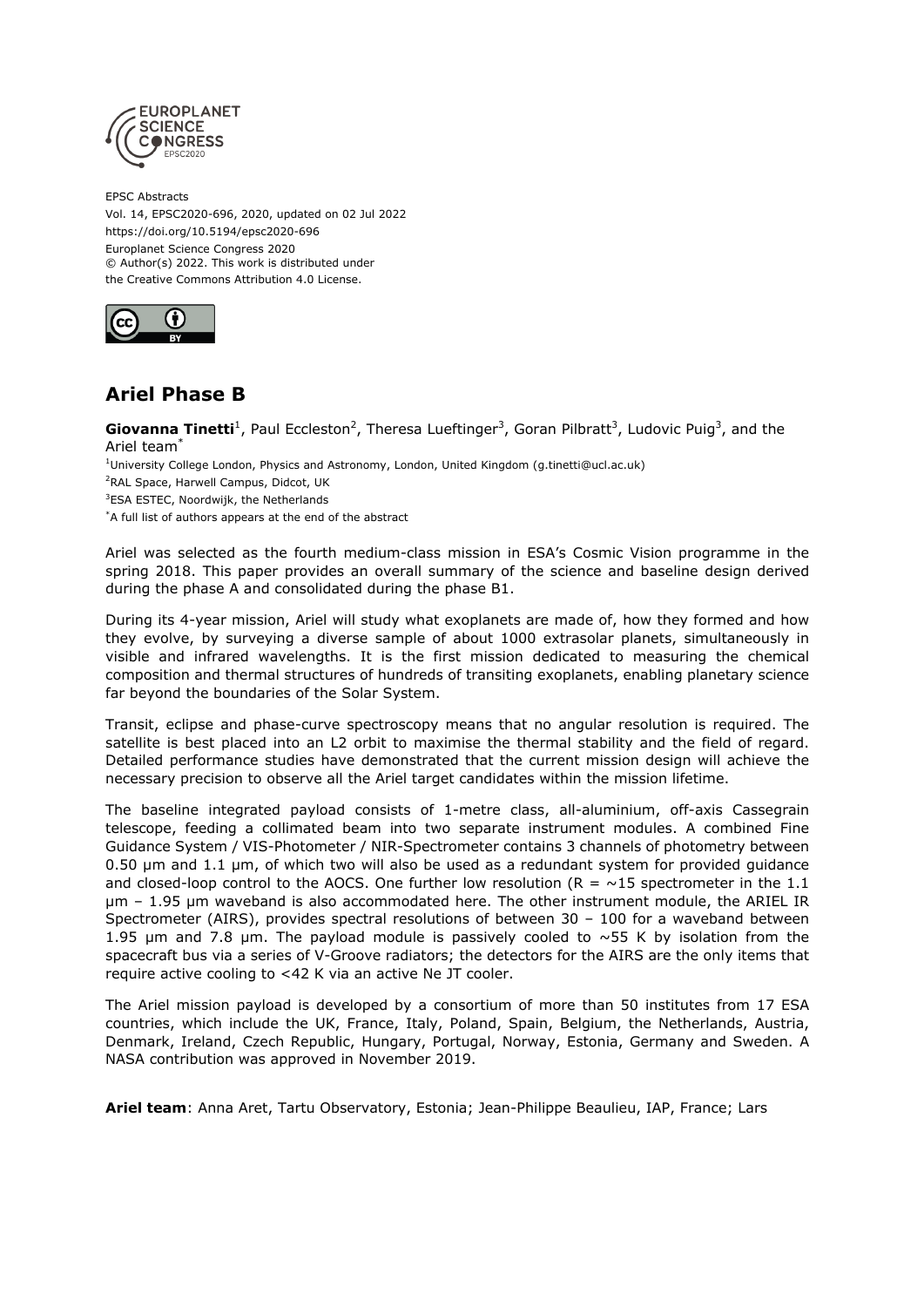EPSC Abstracts
Vol. 14, EPSC2020-696, 2020, updated on 02 Jul 2022
https://doi.org/10.5194/epsc2020-696
Europlanet Science Congress 2020
© Author(s) 2022. This work is distributed under
the Creative Commons Attribution 4.0 License.

# Ariel Phase B

**Giovanna Tinetti**[1], Paul Eccleston[2], Theresa Lueftinger[3], Goran Pilbratt[3], Ludovic Puig[3], and the Ariel team[*]

[1]University College London, Physics and Astronomy, London, United Kingdom (g.tinetti@ucl.ac.uk)
[2]RAL Space, Harwell Campus, Didcot, UK
[3]ESA ESTEC, Noordwijk, the Netherlands
[*]A full list of authors appears at the end of the abstract

Ariel was selected as the fourth medium-class mission in ESA's Cosmic Vision programme in the spring 2018. This paper provides an overall summary of the science and baseline design derived during the phase A and consolidated during the phase B1.

During its 4-year mission, Ariel will study what exoplanets are made of, how they formed and how they evolve, by surveying a diverse sample of about 1000 extrasolar planets, simultaneously in visible and infrared wavelengths. It is the first mission dedicated to measuring the chemical composition and thermal structures of hundreds of transiting exoplanets, enabling planetary science far beyond the boundaries of the Solar System.

Transit, eclipse and phase-curve spectroscopy means that no angular resolution is required. The satellite is best placed into an L2 orbit to maximise the thermal stability and the field of regard. Detailed performance studies have demonstrated that the current mission design will achieve the necessary precision to observe all the Ariel target candidates within the mission lifetime.

The baseline integrated payload consists of 1-metre class, all-aluminium, off-axis Cassegrain telescope, feeding a collimated beam into two separate instrument modules. A combined Fine Guidance System / VIS-Photometer / NIR-Spectrometer contains 3 channels of photometry between 0.50 µm and 1.1 µm, of which two will also be used as a redundant system for provided guidance and closed-loop control to the AOCS. One further low resolution ($R = \sim 15$ spectrometer in the 1.1 µm – 1.95 µm waveband is also accommodated here. The other instrument module, the ARIEL IR Spectrometer (AIRS), provides spectral resolutions of between 30 – 100 for a waveband between 1.95 µm and 7.8 µm. The payload module is passively cooled to ~55 K by isolation from the spacecraft bus via a series of V-Groove radiators; the detectors for the AIRS are the only items that require active cooling to <42 K via an active Ne JT cooler.

The Ariel mission payload is developed by a consortium of more than 50 institutes from 17 ESA countries, which include the UK, France, Italy, Poland, Spain, Belgium, the Netherlands, Austria, Denmark, Ireland, Czech Republic, Hungary, Portugal, Norway, Estonia, Germany and Sweden. A NASA contribution was approved in November 2019.

**Ariel team**: Anna Aret, Tartu Observatory, Estonia; Jean-Philippe Beaulieu, IAP, France; Lars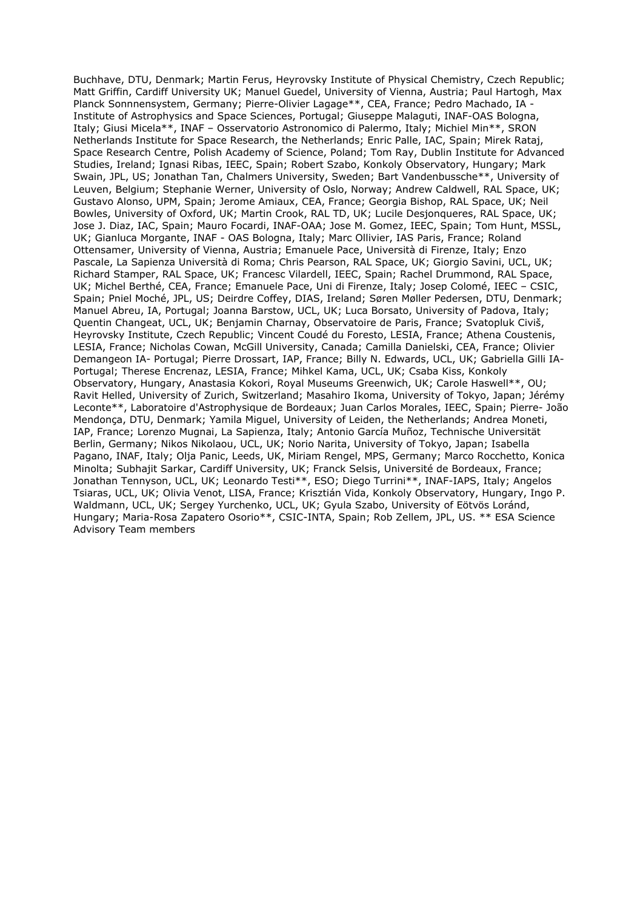Buchhave, DTU, Denmark; Martin Ferus, Heyrovsky Institute of Physical Chemistry, Czech Republic; Matt Griffin, Cardiff University UK; Manuel Guedel, University of Vienna, Austria; Paul Hartogh, Max Planck Sonnnensystem, Germany; Pierre-Olivier Lagage**, CEA, France; Pedro Machado, IA - Institute of Astrophysics and Space Sciences, Portugal; Giuseppe Malaguti, INAF-OAS Bologna, Italy; Giusi Micela**, INAF – Osservatorio Astronomico di Palermo, Italy; Michiel Min**, SRON Netherlands Institute for Space Research, the Netherlands; Enric Palle, IAC, Spain; Mirek Rataj, Space Research Centre, Polish Academy of Science, Poland; Tom Ray, Dublin Institute for Advanced Studies, Ireland; Ignasi Ribas, IEEC, Spain; Robert Szabo, Konkoly Observatory, Hungary; Mark Swain, JPL, US; Jonathan Tan, Chalmers University, Sweden; Bart Vandenbussche**, University of Leuven, Belgium; Stephanie Werner, University of Oslo, Norway; Andrew Caldwell, RAL Space, UK; Gustavo Alonso, UPM, Spain; Jerome Amiaux, CEA, France; Georgia Bishop, RAL Space, UK; Neil Bowles, University of Oxford, UK; Martin Crook, RAL TD, UK; Lucile Desjonqueres, RAL Space, UK; Jose J. Diaz, IAC, Spain; Mauro Focardi, INAF-OAA; Jose M. Gomez, IEEC, Spain; Tom Hunt, MSSL, UK; Gianluca Morgante, INAF - OAS Bologna, Italy; Marc Ollivier, IAS Paris, France; Roland Ottensamer, University of Vienna, Austria; Emanuele Pace, Università di Firenze, Italy; Enzo Pascale, La Sapienza Università di Roma; Chris Pearson, RAL Space, UK; Giorgio Savini, UCL, UK; Richard Stamper, RAL Space, UK; Francesc Vilardell, IEEC, Spain; Rachel Drummond, RAL Space, UK; Michel Berthé, CEA, France; Emanuele Pace, Uni di Firenze, Italy; Josep Colomé, IEEC – CSIC, Spain; Pniel Moché, JPL, US; Deirdre Coffey, DIAS, Ireland; Søren Møller Pedersen, DTU, Denmark; Manuel Abreu, IA, Portugal; Joanna Barstow, UCL, UK; Luca Borsato, University of Padova, Italy; Quentin Changeat, UCL, UK; Benjamin Charnay, Observatoire de Paris, France; Svatopluk Civiš, Heyrovsky Institute, Czech Republic; Vincent Coudé du Foresto, LESIA, France; Athena Coustenis, LESIA, France; Nicholas Cowan, McGill University, Canada; Camilla Danielski, CEA, France; Olivier Demangeon IA- Portugal; Pierre Drossart, IAP, France; Billy N. Edwards, UCL, UK; Gabriella Gilli IA-Portugal; Therese Encrenaz, LESIA, France; Mihkel Kama, UCL, UK; Csaba Kiss, Konkoly Observatory, Hungary, Anastasia Kokori, Royal Museums Greenwich, UK; Carole Haswell**, OU; Ravit Helled, University of Zurich, Switzerland; Masahiro Ikoma, University of Tokyo, Japan; Jérémy Leconte**, Laboratoire d'Astrophysique de Bordeaux; Juan Carlos Morales, IEEC, Spain; Pierre- João Mendonça, DTU, Denmark; Yamila Miguel, University of Leiden, the Netherlands; Andrea Moneti, IAP, France; Lorenzo Mugnai, La Sapienza, Italy; Antonio García Muñoz, Technische Universität Berlin, Germany; Nikos Nikolaou, UCL, UK; Norio Narita, University of Tokyo, Japan; Isabella Pagano, INAF, Italy; Olja Panic, Leeds, UK, Miriam Rengel, MPS, Germany; Marco Rocchetto, Konica Minolta; Subhajit Sarkar, Cardiff University, UK; Franck Selsis, Université de Bordeaux, France; Jonathan Tennyson, UCL, UK; Leonardo Testi**, ESO; Diego Turrini**, INAF-IAPS, Italy; Angelos Tsiaras, UCL, UK; Olivia Venot, LISA, France; Krisztián Vida, Konkoly Observatory, Hungary, Ingo P. Waldmann, UCL, UK; Sergey Yurchenko, UCL, UK; Gyula Szabo, University of Eötvös Loránd, Hungary; Maria-Rosa Zapatero Osorio**, CSIC-INTA, Spain; Rob Zellem, JPL, US. ** ESA Science Advisory Team members